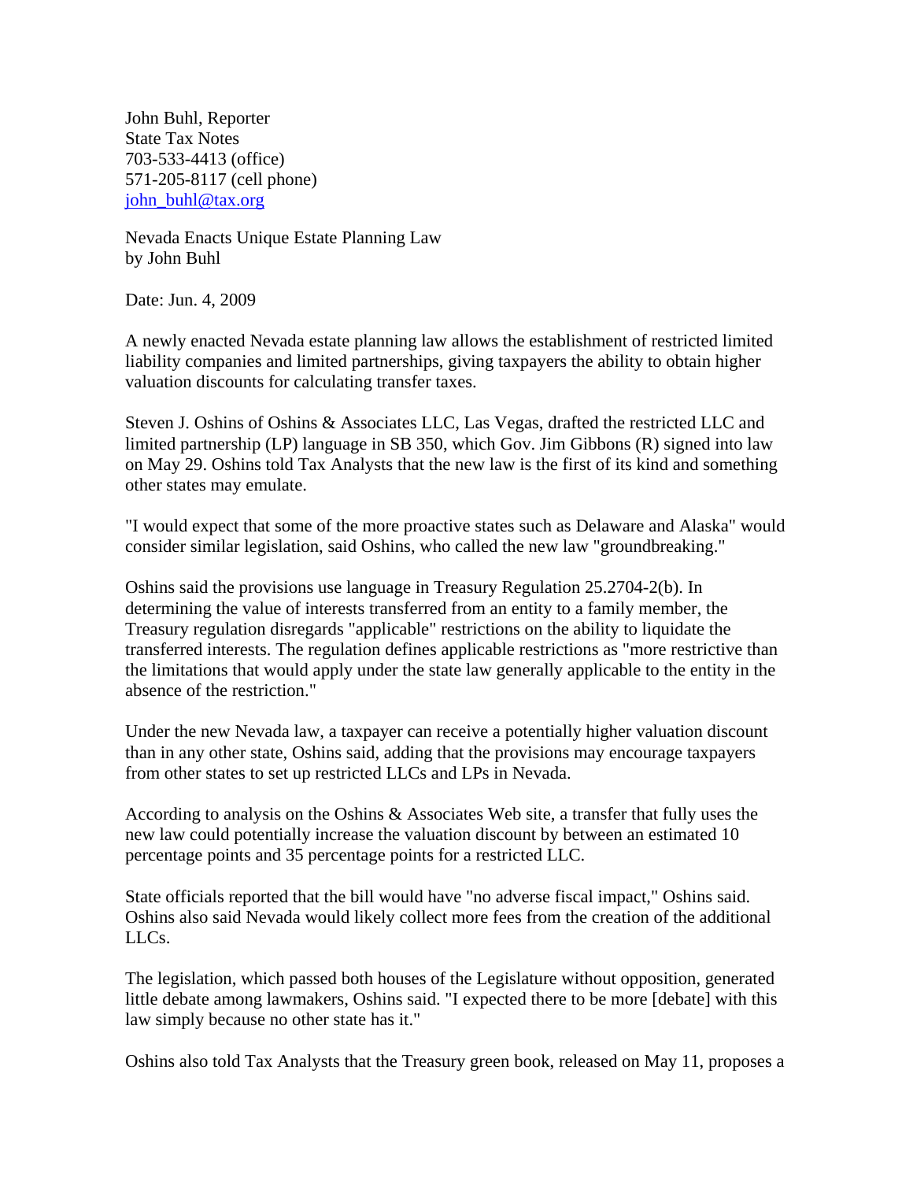John Buhl, Reporter
State Tax Notes
703-533-4413 (office)
571-205-8117 (cell phone)
john_buhl@tax.org

Nevada Enacts Unique Estate Planning Law
by John Buhl

Date: Jun. 4, 2009

A newly enacted Nevada estate planning law allows the establishment of restricted limited liability companies and limited partnerships, giving taxpayers the ability to obtain higher valuation discounts for calculating transfer taxes.

Steven J. Oshins of Oshins & Associates LLC, Las Vegas, drafted the restricted LLC and limited partnership (LP) language in SB 350, which Gov. Jim Gibbons (R) signed into law on May 29. Oshins told Tax Analysts that the new law is the first of its kind and something other states may emulate.

"I would expect that some of the more proactive states such as Delaware and Alaska" would consider similar legislation, said Oshins, who called the new law "groundbreaking."

Oshins said the provisions use language in Treasury Regulation 25.2704-2(b). In determining the value of interests transferred from an entity to a family member, the Treasury regulation disregards "applicable" restrictions on the ability to liquidate the transferred interests. The regulation defines applicable restrictions as "more restrictive than the limitations that would apply under the state law generally applicable to the entity in the absence of the restriction."

Under the new Nevada law, a taxpayer can receive a potentially higher valuation discount than in any other state, Oshins said, adding that the provisions may encourage taxpayers from other states to set up restricted LLCs and LPs in Nevada.

According to analysis on the Oshins & Associates Web site, a transfer that fully uses the new law could potentially increase the valuation discount by between an estimated 10 percentage points and 35 percentage points for a restricted LLC.

State officials reported that the bill would have "no adverse fiscal impact," Oshins said. Oshins also said Nevada would likely collect more fees from the creation of the additional LLCs.

The legislation, which passed both houses of the Legislature without opposition, generated little debate among lawmakers, Oshins said. "I expected there to be more [debate] with this law simply because no other state has it."

Oshins also told Tax Analysts that the Treasury green book, released on May 11, proposes a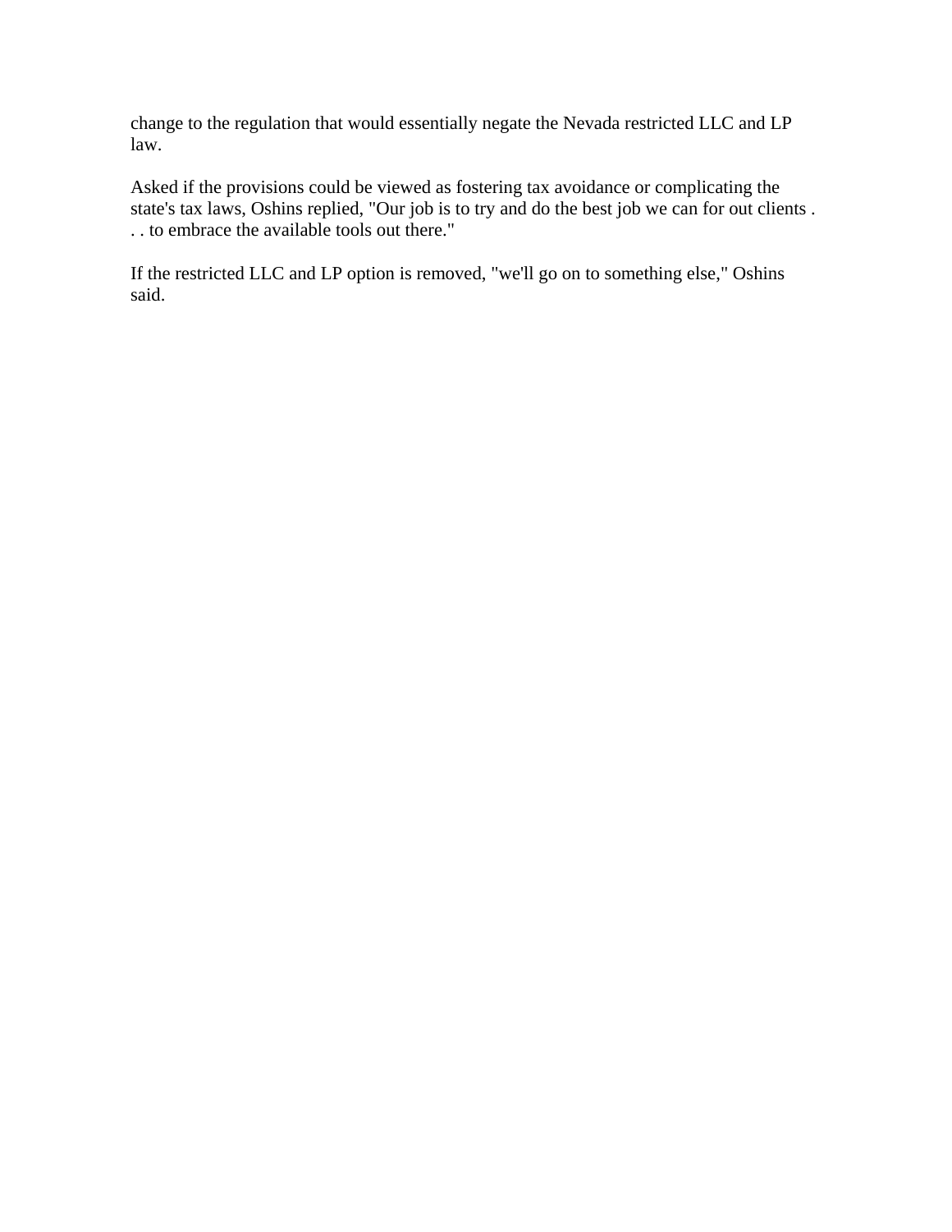change to the regulation that would essentially negate the Nevada restricted LLC and LP law.

Asked if the provisions could be viewed as fostering tax avoidance or complicating the state's tax laws, Oshins replied, "Our job is to try and do the best job we can for out clients . . . to embrace the available tools out there."

If the restricted LLC and LP option is removed, "we'll go on to something else," Oshins said.